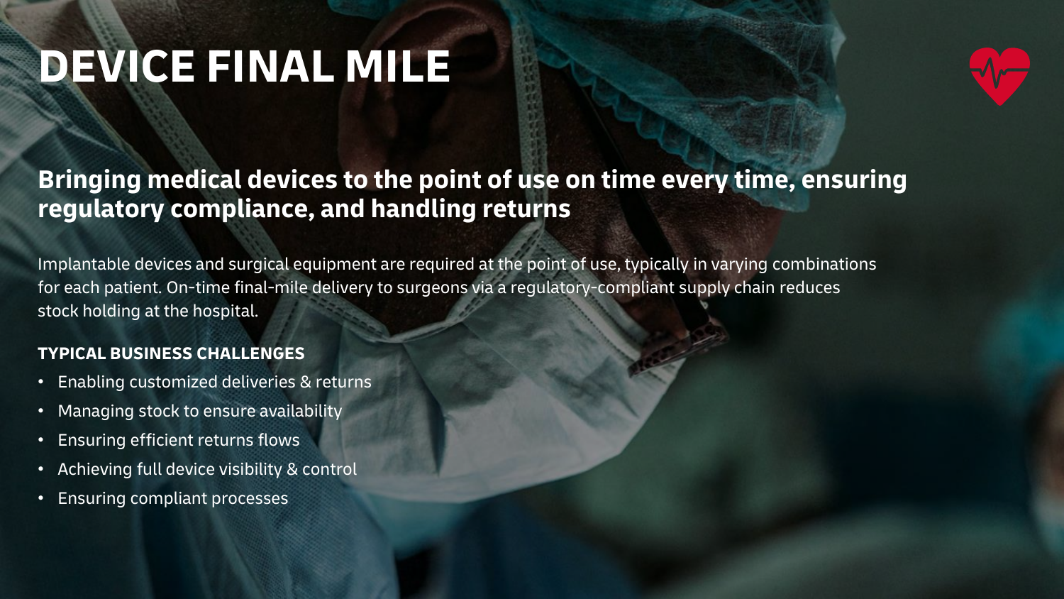# DEVICE FINAL MILE

## Bringing medical devices to the point of use on time every time, ensuring regulatory compliance, and handling returns

Implantable devices and surgical equipment are required at the point of use, typically in varying combinations for each patient. On-time final-mile delivery to surgeons via a regulatory-compliant supply chain reduces stock holding at the hospital.

### TYPICAL BUSINESS CHALLENGES

- Enabling customized deliveries & returns
- Managing stock to ensure availability
- Ensuring efficient returns flows
- Achieving full device visibility & control
- Ensuring compliant processes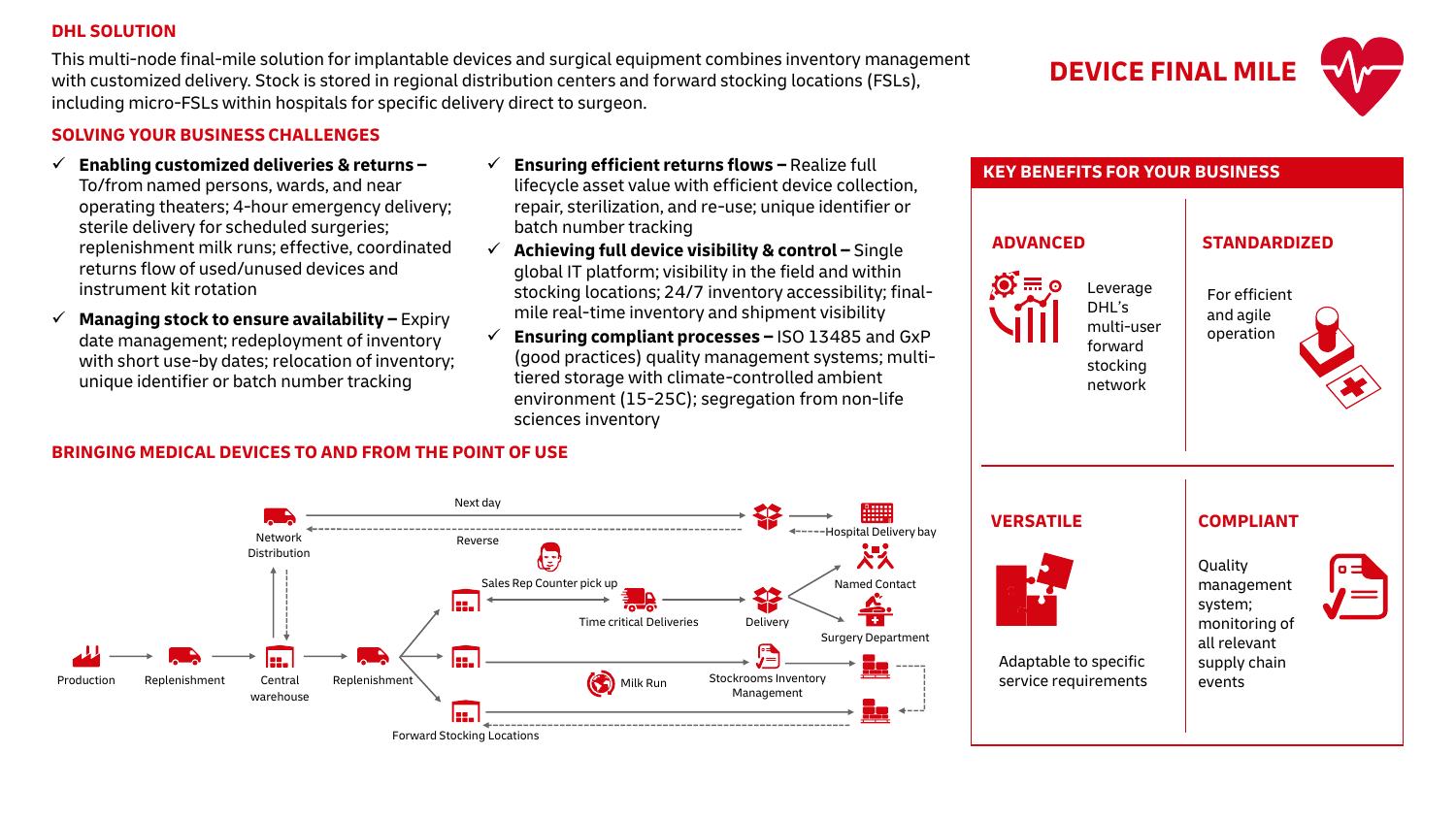# DEVICE FINAL MILE

## DHL SOLUTION

This multi-node final-mile solution for implantable devices and surgical equipment combines inventory management with customized delivery. Stock is stored in regional distribution centers and forward stocking locations (FSLs), including micro-FSLs within hospitals for specific delivery direct to surgeon.

## SOLVING YOUR BUSINESS CHALLENGES

- ✓ **Enabling customized deliveries & returns –** To/from named persons, wards, and near operating theaters; 4-hour emergency delivery; sterile delivery for scheduled surgeries; replenishment milk runs; effective, coordinated returns flow of used/unused devices and instrument kit rotation
- ✓ **Managing stock to ensure availability –** Expiry date management; redeployment of inventory with short use-by dates; relocation of inventory; unique identifier or batch number tracking
- ✓ **Ensuring efficient returns flows –** Realize full lifecycle asset value with efficient device collection, repair, sterilization, and re-use; unique identifier or batch number tracking
- ✓ **Achieving full device visibility & control –** Single global IT platform; visibility in the field and within stocking locations; 24/7 inventory accessibility; final-mile real-time inventory and shipment visibility
- ✓ **Ensuring compliant processes –** ISO 13485 and GxP (good practices) quality management systems; multi-tiered storage with climate-controlled ambient environment (15-25C); segregation from non-life sciences inventory

## BRINGING MEDICAL DEVICES TO AND FROM THE POINT OF USE

Next day

Reverse

Network Distribution

Hospital Delivery bay

Sales Rep Counter pick up

Named Contact

Time critical Deliveries

Delivery

Surgery Department

Production

Replenishment

Central warehouse

Replenishment

Milk Run

Stockrooms Inventory Management

Forward Stocking Locations

## KEY BENEFITS FOR YOUR BUSINESS

### ADVANCED

Leverage DHL's multi-user forward stocking network

### STANDARDIZED

For efficient and agile operation

### VERSATILE

Adaptable to specific service requirements

### COMPLIANT

Quality management system; monitoring of all relevant supply chain events